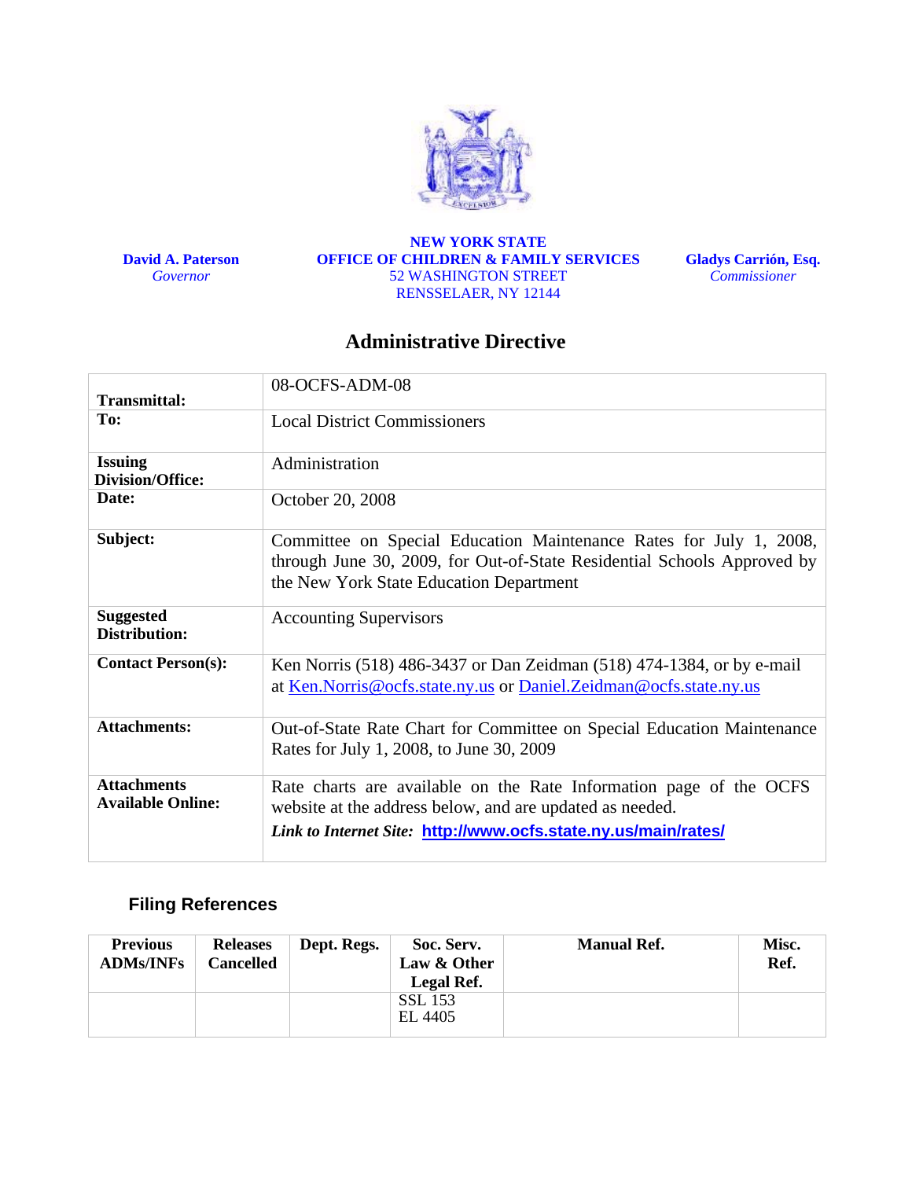**David A. Paterson**
*Governor*

**NEW YORK STATE**
**OFFICE OF CHILDREN & FAMILY SERVICES**
52 WASHINGTON STREET
RENSSELAER, NY 12144

**Gladys Carrión, Esq.**
*Commissioner*

# Administrative Directive

| | |
|---|---|
| **Transmittal:** | 08-OCFS-ADM-08 |
| **To:** | Local District Commissioners |
| **Issuing Division/Office:** | Administration |
| **Date:** | October 20, 2008 |
| **Subject:** | Committee on Special Education Maintenance Rates for July 1, 2008, through June 30, 2009, for Out-of-State Residential Schools Approved by the New York State Education Department |
| **Suggested Distribution:** | Accounting Supervisors |
| **Contact Person(s):** | Ken Norris (518) 486-3437 or Dan Zeidman (518) 474-1384, or by e-mail at Ken.Norris@ocfs.state.ny.us or Daniel.Zeidman@ocfs.state.ny.us |
| **Attachments:** | Out-of-State Rate Chart for Committee on Special Education Maintenance Rates for July 1, 2008, to June 30, 2009 |
| **Attachments Available Online:** | Rate charts are available on the Rate Information page of the OCFS website at the address below, and are updated as needed. ***Link to Internet Site:*** **http://www.ocfs.state.ny.us/main/rates/** |

## Filing References

| Previous ADMs/INFs | Releases Cancelled | Dept. Regs. | Soc. Serv. Law & Other Legal Ref. | Manual Ref. | Misc. Ref. |
|---|---|---|---|---|---|
| | | | SSL 153<br>EL 4405 | | |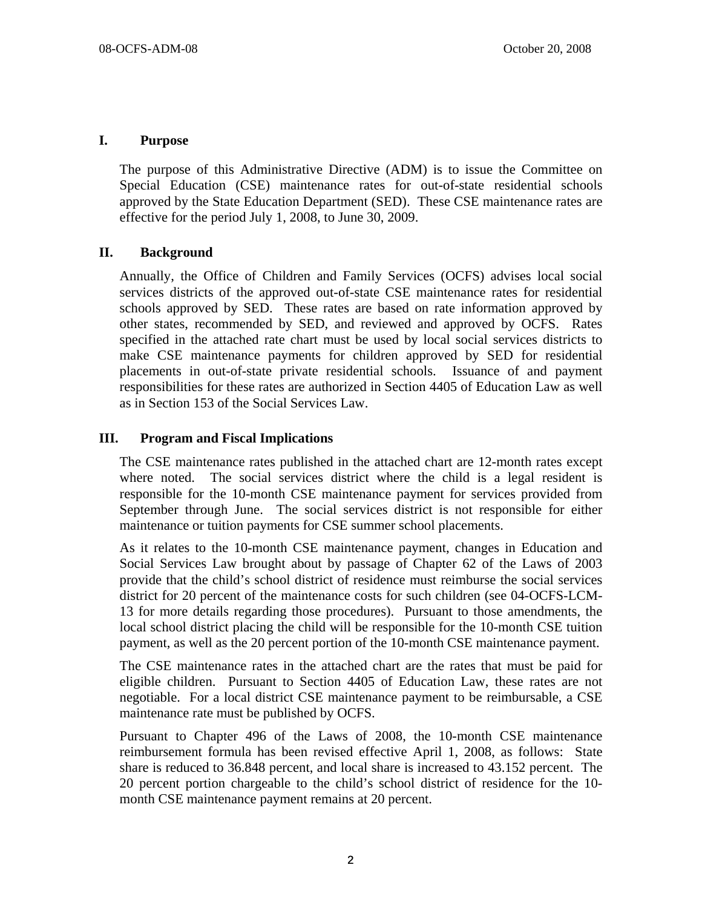## I. Purpose

The purpose of this Administrative Directive (ADM) is to issue the Committee on Special Education (CSE) maintenance rates for out-of-state residential schools approved by the State Education Department (SED). These CSE maintenance rates are effective for the period July 1, 2008, to June 30, 2009.

## II. Background

Annually, the Office of Children and Family Services (OCFS) advises local social services districts of the approved out-of-state CSE maintenance rates for residential schools approved by SED. These rates are based on rate information approved by other states, recommended by SED, and reviewed and approved by OCFS. Rates specified in the attached rate chart must be used by local social services districts to make CSE maintenance payments for children approved by SED for residential placements in out-of-state private residential schools. Issuance of and payment responsibilities for these rates are authorized in Section 4405 of Education Law as well as in Section 153 of the Social Services Law.

## III. Program and Fiscal Implications

The CSE maintenance rates published in the attached chart are 12-month rates except where noted. The social services district where the child is a legal resident is responsible for the 10-month CSE maintenance payment for services provided from September through June. The social services district is not responsible for either maintenance or tuition payments for CSE summer school placements.

As it relates to the 10-month CSE maintenance payment, changes in Education and Social Services Law brought about by passage of Chapter 62 of the Laws of 2003 provide that the child's school district of residence must reimburse the social services district for 20 percent of the maintenance costs for such children (see 04-OCFS-LCM-13 for more details regarding those procedures). Pursuant to those amendments, the local school district placing the child will be responsible for the 10-month CSE tuition payment, as well as the 20 percent portion of the 10-month CSE maintenance payment.

The CSE maintenance rates in the attached chart are the rates that must be paid for eligible children. Pursuant to Section 4405 of Education Law, these rates are not negotiable. For a local district CSE maintenance payment to be reimbursable, a CSE maintenance rate must be published by OCFS.

Pursuant to Chapter 496 of the Laws of 2008, the 10-month CSE maintenance reimbursement formula has been revised effective April 1, 2008, as follows: State share is reduced to 36.848 percent, and local share is increased to 43.152 percent. The 20 percent portion chargeable to the child's school district of residence for the 10-month CSE maintenance payment remains at 20 percent.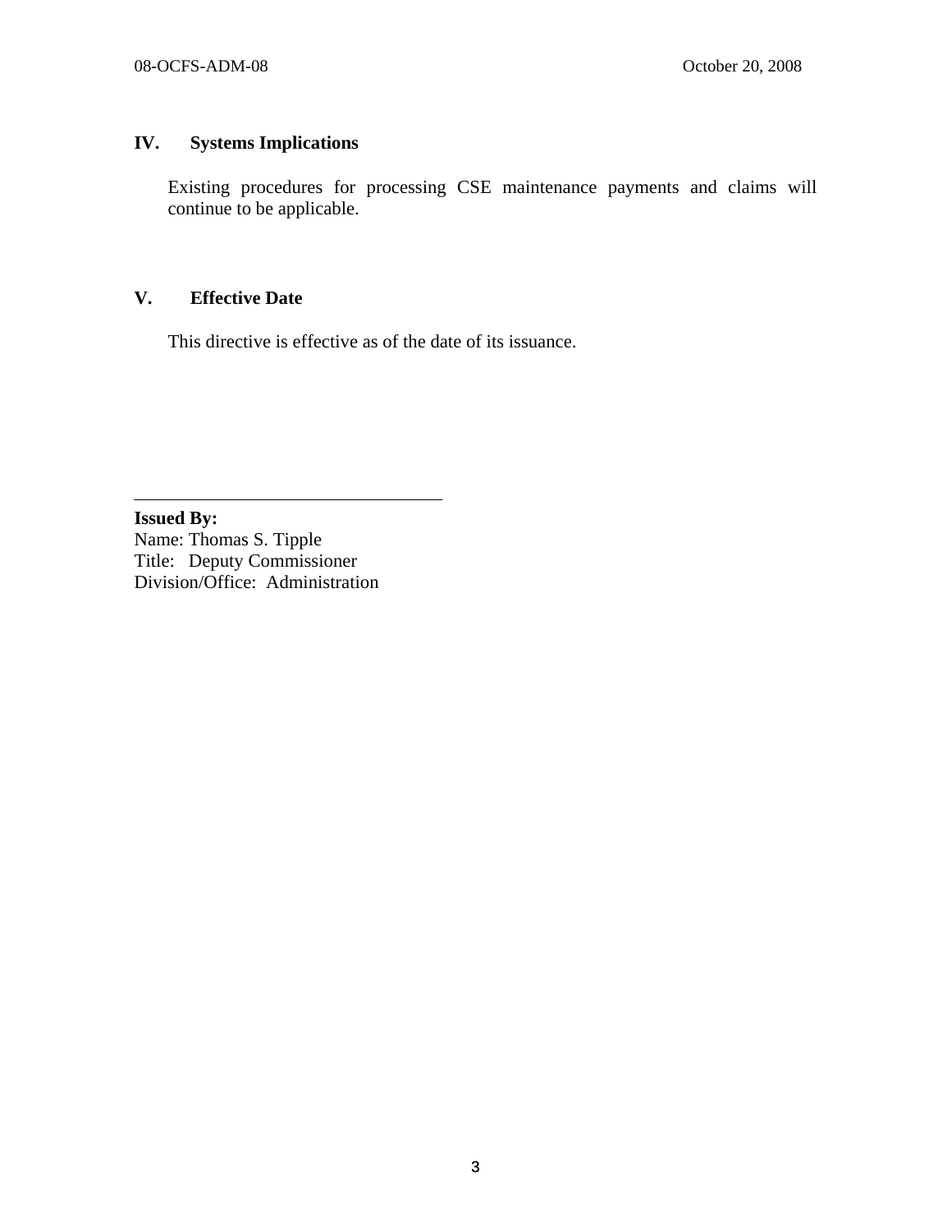## IV. Systems Implications

Existing procedures for processing CSE maintenance payments and claims will continue to be applicable.

## V. Effective Date

This directive is effective as of the date of its issuance.

---

**Issued By:**
Name: Thomas S. Tipple
Title: Deputy Commissioner
Division/Office: Administration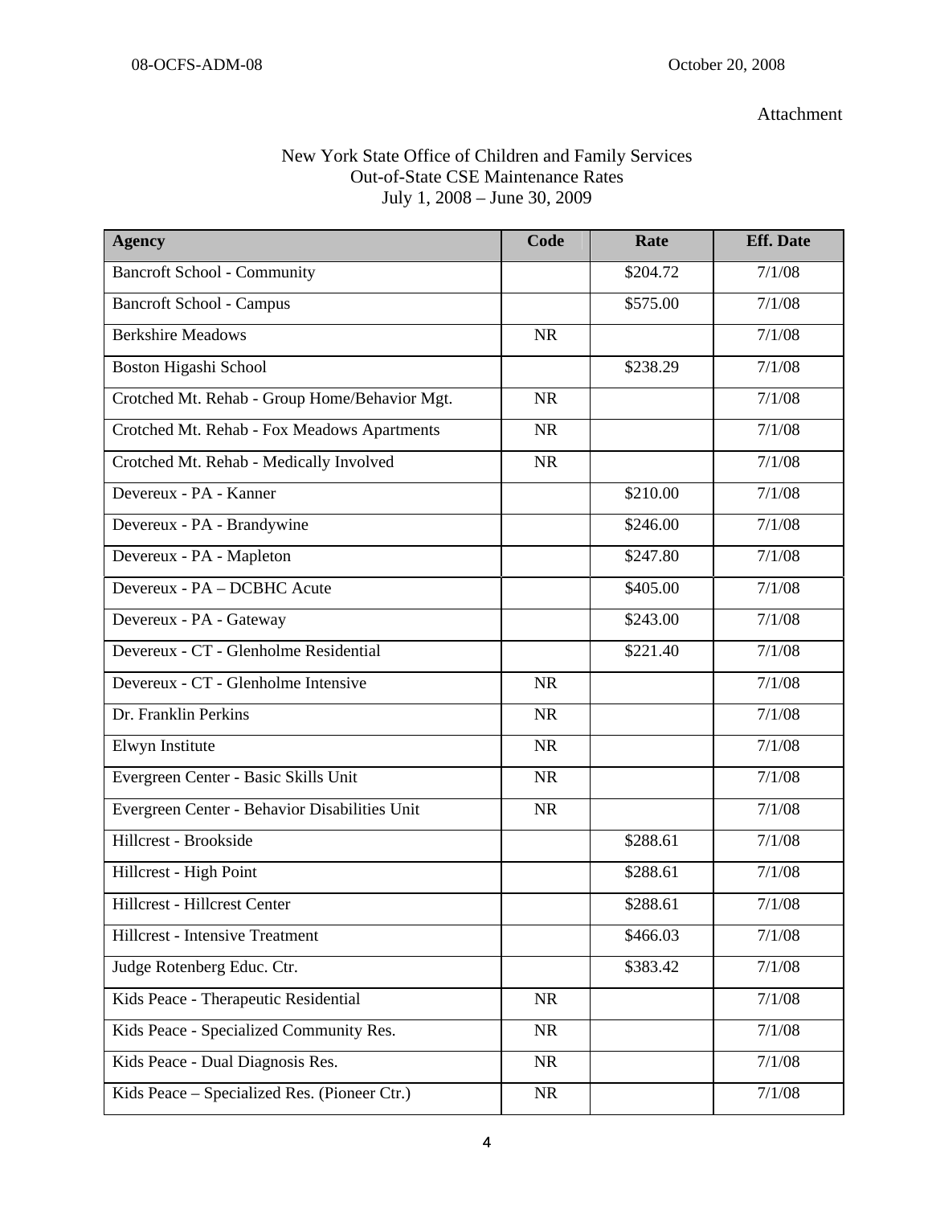Attachment

New York State Office of Children and Family Services
Out-of-State CSE Maintenance Rates
July 1, 2008 – June 30, 2009

| Agency | Code | Rate | Eff. Date |
|---|---|---|---|
| Bancroft School - Community | | $204.72 | 7/1/08 |
| Bancroft School - Campus | | $575.00 | 7/1/08 |
| Berkshire Meadows | NR | | 7/1/08 |
| Boston Higashi School | | $238.29 | 7/1/08 |
| Crotched Mt. Rehab - Group Home/Behavior Mgt. | NR | | 7/1/08 |
| Crotched Mt. Rehab - Fox Meadows Apartments | NR | | 7/1/08 |
| Crotched Mt. Rehab - Medically Involved | NR | | 7/1/08 |
| Devereux - PA - Kanner | | $210.00 | 7/1/08 |
| Devereux - PA - Brandywine | | $246.00 | 7/1/08 |
| Devereux - PA - Mapleton | | $247.80 | 7/1/08 |
| Devereux - PA – DCBHC Acute | | $405.00 | 7/1/08 |
| Devereux - PA - Gateway | | $243.00 | 7/1/08 |
| Devereux - CT - Glenholme Residential | | $221.40 | 7/1/08 |
| Devereux - CT - Glenholme Intensive | NR | | 7/1/08 |
| Dr. Franklin Perkins | NR | | 7/1/08 |
| Elwyn Institute | NR | | 7/1/08 |
| Evergreen Center - Basic Skills Unit | NR | | 7/1/08 |
| Evergreen Center - Behavior Disabilities Unit | NR | | 7/1/08 |
| Hillcrest - Brookside | | $288.61 | 7/1/08 |
| Hillcrest - High Point | | $288.61 | 7/1/08 |
| Hillcrest - Hillcrest Center | | $288.61 | 7/1/08 |
| Hillcrest - Intensive Treatment | | $466.03 | 7/1/08 |
| Judge Rotenberg Educ. Ctr. | | $383.42 | 7/1/08 |
| Kids Peace - Therapeutic Residential | NR | | 7/1/08 |
| Kids Peace - Specialized Community Res. | NR | | 7/1/08 |
| Kids Peace - Dual Diagnosis Res. | NR | | 7/1/08 |
| Kids Peace – Specialized Res. (Pioneer Ctr.) | NR | | 7/1/08 |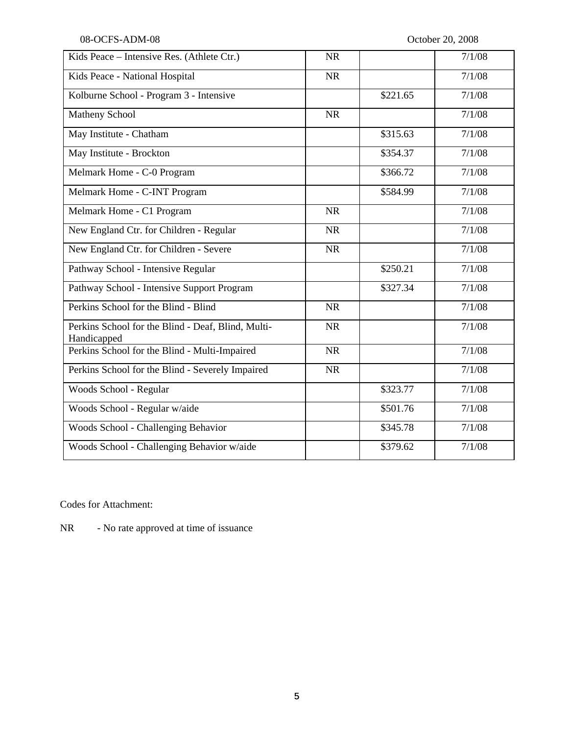| | | | |
|---|---|---|---|
| Kids Peace – Intensive Res. (Athlete Ctr.) | NR | | 7/1/08 |
| Kids Peace - National Hospital | NR | | 7/1/08 |
| Kolburne School - Program 3 - Intensive | | $221.65 | 7/1/08 |
| Matheny School | NR | | 7/1/08 |
| May Institute - Chatham | | $315.63 | 7/1/08 |
| May Institute - Brockton | | $354.37 | 7/1/08 |
| Melmark Home - C-0 Program | | $366.72 | 7/1/08 |
| Melmark Home - C-INT Program | | $584.99 | 7/1/08 |
| Melmark Home - C1 Program | NR | | 7/1/08 |
| New England Ctr. for Children - Regular | NR | | 7/1/08 |
| New England Ctr. for Children - Severe | NR | | 7/1/08 |
| Pathway School - Intensive Regular | | $250.21 | 7/1/08 |
| Pathway School - Intensive Support Program | | $327.34 | 7/1/08 |
| Perkins School for the Blind - Blind | NR | | 7/1/08 |
| Perkins School for the Blind - Deaf, Blind, Multi-Handicapped | NR | | 7/1/08 |
| Perkins School for the Blind - Multi-Impaired | NR | | 7/1/08 |
| Perkins School for the Blind - Severely Impaired | NR | | 7/1/08 |
| Woods School - Regular | | $323.77 | 7/1/08 |
| Woods School - Regular w/aide | | $501.76 | 7/1/08 |
| Woods School - Challenging Behavior | | $345.78 | 7/1/08 |
| Woods School - Challenging Behavior w/aide | | $379.62 | 7/1/08 |

Codes for Attachment:

NR - No rate approved at time of issuance